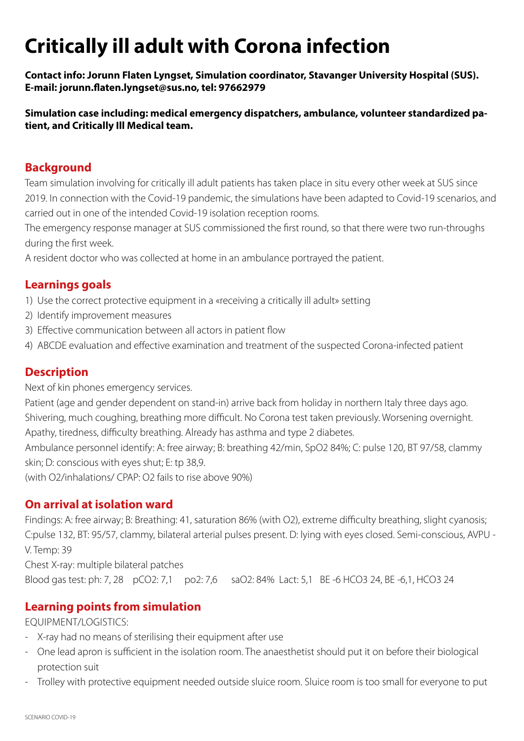# Critically ill adult with Corona infection

**Contact info: Jorunn Flaten Lyngset, Simulation coordinator, Stavanger University Hospital (SUS). E-mail: jorunn.flaten.lyngset@sus.no, tel: 97662979**

**Simulation case including: medical emergency dispatchers, ambulance, volunteer standardized patient, and Critically Ill Medical team.**

## Background

Team simulation involving for critically ill adult patients has taken place in situ every other week at SUS since 2019. In connection with the Covid-19 pandemic, the simulations have been adapted to Covid-19 scenarios, and carried out in one of the intended Covid-19 isolation reception rooms.

The emergency response manager at SUS commissioned the first round, so that there were two run-throughs during the first week.

A resident doctor who was collected at home in an ambulance portrayed the patient.

## Learnings goals

1) Use the correct protective equipment in a «receiving a critically ill adult» setting
2) Identify improvement measures
3) Effective communication between all actors in patient flow
4) ABCDE evaluation and effective examination and treatment of the suspected Corona-infected patient

## Description

Next of kin phones emergency services.

Patient (age and gender dependent on stand-in) arrive back from holiday in northern Italy three days ago. Shivering, much coughing, breathing more difficult. No Corona test taken previously. Worsening overnight. Apathy, tiredness, difficulty breathing. Already has asthma and type 2 diabetes.

Ambulance personnel identify: A: free airway; B: breathing 42/min, SpO2 84%; C: pulse 120, BT 97/58, clammy skin; D: conscious with eyes shut; E: tp 38,9.

(with O2/inhalations/ CPAP: O2 fails to rise above 90%)

## On arrival at isolation ward

Findings: A: free airway; B: Breathing: 41, saturation 86% (with O2), extreme difficulty breathing, slight cyanosis; C:pulse 132, BT: 95/57, clammy, bilateral arterial pulses present. D: lying with eyes closed. Semi-conscious, AVPU - V. Temp: 39

Chest X-ray: multiple bilateral patches

Blood gas test: ph: 7, 28 pCO2: 7,1 po2: 7,6 saO2: 84% Lact: 5,1 BE -6 HCO3 24, BE -6,1, HCO3 24

## Learning points from simulation

EQUIPMENT/LOGISTICS:

- X-ray had no means of sterilising their equipment after use
- One lead apron is sufficient in the isolation room. The anaesthetist should put it on before their biological protection suit
- Trolley with protective equipment needed outside sluice room. Sluice room is too small for everyone to put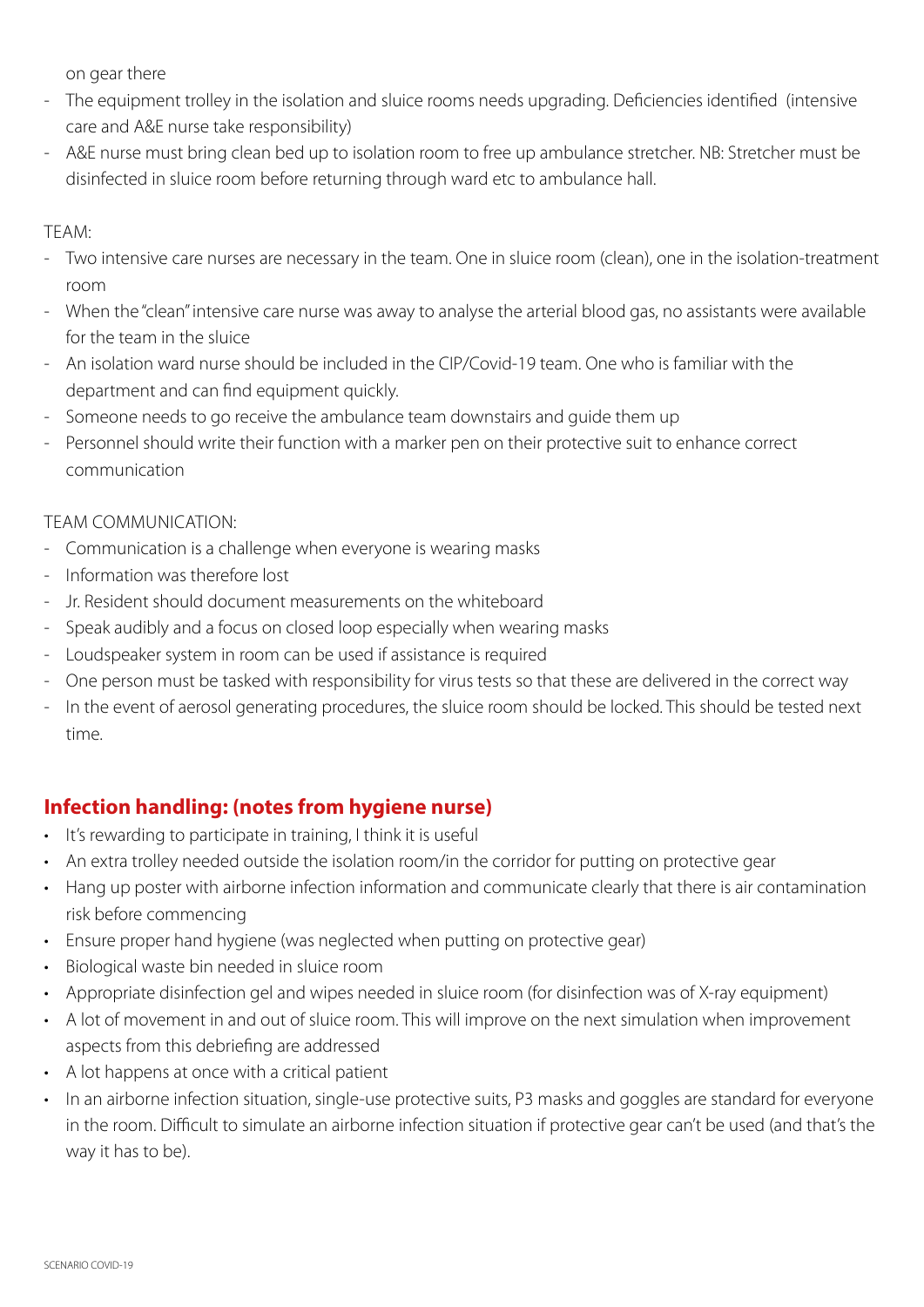on gear there

- The equipment trolley in the isolation and sluice rooms needs upgrading. Deficiencies identified (intensive care and A&E nurse take responsibility)
- A&E nurse must bring clean bed up to isolation room to free up ambulance stretcher. NB: Stretcher must be disinfected in sluice room before returning through ward etc to ambulance hall.

TEAM:

- Two intensive care nurses are necessary in the team. One in sluice room (clean), one in the isolation-treatment room
- When the "clean" intensive care nurse was away to analyse the arterial blood gas, no assistants were available for the team in the sluice
- An isolation ward nurse should be included in the CIP/Covid-19 team. One who is familiar with the department and can find equipment quickly.
- Someone needs to go receive the ambulance team downstairs and guide them up
- Personnel should write their function with a marker pen on their protective suit to enhance correct communication

TEAM COMMUNICATION:

- Communication is a challenge when everyone is wearing masks
- Information was therefore lost
- Jr. Resident should document measurements on the whiteboard
- Speak audibly and a focus on closed loop especially when wearing masks
- Loudspeaker system in room can be used if assistance is required
- One person must be tasked with responsibility for virus tests so that these are delivered in the correct way
- In the event of aerosol generating procedures, the sluice room should be locked. This should be tested next time.

## Infection handling: (notes from hygiene nurse)

- It's rewarding to participate in training, I think it is useful
- An extra trolley needed outside the isolation room/in the corridor for putting on protective gear
- Hang up poster with airborne infection information and communicate clearly that there is air contamination risk before commencing
- Ensure proper hand hygiene (was neglected when putting on protective gear)
- Biological waste bin needed in sluice room
- Appropriate disinfection gel and wipes needed in sluice room (for disinfection was of X-ray equipment)
- A lot of movement in and out of sluice room. This will improve on the next simulation when improvement aspects from this debriefing are addressed
- A lot happens at once with a critical patient
- In an airborne infection situation, single-use protective suits, P3 masks and goggles are standard for everyone in the room. Difficult to simulate an airborne infection situation if protective gear can't be used (and that's the way it has to be).